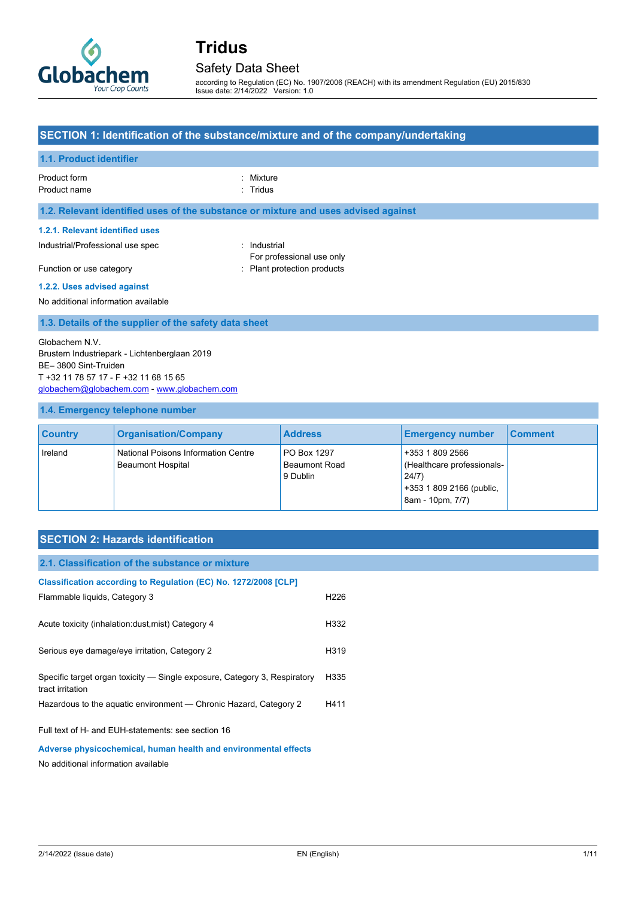# Tridus

## Safety Data Sheet

according to Regulation (EC) No. 1907/2006 (REACH) with its amendment Regulation (EU) 2015/830
Issue date: 2/14/2022 Version: 1.0

## SECTION 1: Identification of the substance/mixture and of the company/undertaking

### 1.1. Product identifier

Product form : Mixture
Product name : Tridus

### 1.2. Relevant identified uses of the substance or mixture and uses advised against

#### 1.2.1. Relevant identified uses

Industrial/Professional use spec : Industrial
For professional use only
Function or use category : Plant protection products

#### 1.2.2. Uses advised against

No additional information available

### 1.3. Details of the supplier of the safety data sheet

Globachem N.V.
Brustem Industriepark - Lichtenberglaan 2019
BE– 3800 Sint-Truiden
T +32 11 78 57 17 - F +32 11 68 15 65
globachem@globachem.com - www.globachem.com

### 1.4. Emergency telephone number

| Country | Organisation/Company | Address | Emergency number | Comment |
|---|---|---|---|---|
| Ireland | National Poisons Information Centre Beaumont Hospital | PO Box 1297 Beaumont Road 9 Dublin | +353 1 809 2566 (Healthcare professionals-24/7) +353 1 809 2166 (public, 8am - 10pm, 7/7) | |

## SECTION 2: Hazards identification

### 2.1. Classification of the substance or mixture

#### Classification according to Regulation (EC) No. 1272/2008 [CLP]

| | |
|---|---|
| Flammable liquids, Category 3 | H226 |
| Acute toxicity (inhalation:dust,mist) Category 4 | H332 |
| Serious eye damage/eye irritation, Category 2 | H319 |
| Specific target organ toxicity — Single exposure, Category 3, Respiratory tract irritation | H335 |
| Hazardous to the aquatic environment — Chronic Hazard, Category 2 | H411 |

Full text of H- and EUH-statements: see section 16

#### Adverse physicochemical, human health and environmental effects

No additional information available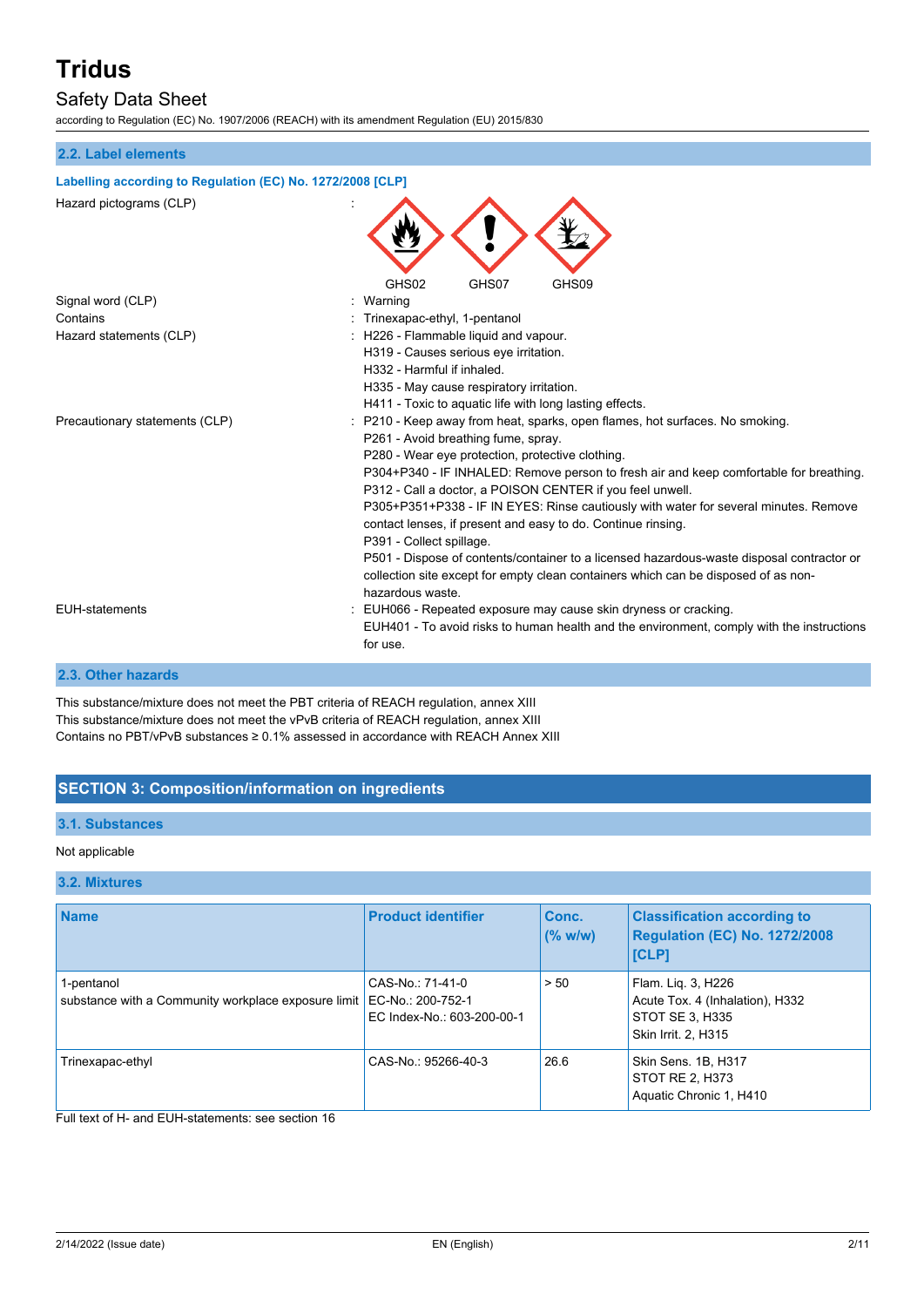### 2.2. Label elements

**Labelling according to Regulation (EC) No. 1272/2008 [CLP]**

Hazard pictograms (CLP) :

GHS02 GHS07 GHS09

Signal word (CLP) : Warning

Contains : Trinexapac-ethyl, 1-pentanol

Hazard statements (CLP) :
- H226 - Flammable liquid and vapour.
- H319 - Causes serious eye irritation.
- H332 - Harmful if inhaled.
- H335 - May cause respiratory irritation.
- H411 - Toxic to aquatic life with long lasting effects.

Precautionary statements (CLP) :
- P210 - Keep away from heat, sparks, open flames, hot surfaces. No smoking.
- P261 - Avoid breathing fume, spray.
- P280 - Wear eye protection, protective clothing.
- P304+P340 - IF INHALED: Remove person to fresh air and keep comfortable for breathing.
- P312 - Call a doctor, a POISON CENTER if you feel unwell.
- P305+P351+P338 - IF IN EYES: Rinse cautiously with water for several minutes. Remove contact lenses, if present and easy to do. Continue rinsing.
- P391 - Collect spillage.
- P501 - Dispose of contents/container to a licensed hazardous-waste disposal contractor or collection site except for empty clean containers which can be disposed of as non-hazardous waste.

EUH-statements :
- EUH066 - Repeated exposure may cause skin dryness or cracking.
- EUH401 - To avoid risks to human health and the environment, comply with the instructions for use.

### 2.3. Other hazards

This substance/mixture does not meet the PBT criteria of REACH regulation, annex XIII
This substance/mixture does not meet the vPvB criteria of REACH regulation, annex XIII
Contains no PBT/vPvB substances ≥ 0.1% assessed in accordance with REACH Annex XIII

## SECTION 3: Composition/information on ingredients

### 3.1. Substances

Not applicable

### 3.2. Mixtures

| Name | Product identifier | Conc. (% w/w) | Classification according to Regulation (EC) No. 1272/2008 [CLP] |
|---|---|---|---|
| 1-pentanol<br>substance with a Community workplace exposure limit | CAS-No.: 71-41-0<br>EC-No.: 200-752-1<br>EC Index-No.: 603-200-00-1 | > 50 | Flam. Liq. 3, H226<br>Acute Tox. 4 (Inhalation), H332<br>STOT SE 3, H335<br>Skin Irrit. 2, H315 |
| Trinexapac-ethyl | CAS-No.: 95266-40-3 | 26.6 | Skin Sens. 1B, H317<br>STOT RE 2, H373<br>Aquatic Chronic 1, H410 |

Full text of H- and EUH-statements: see section 16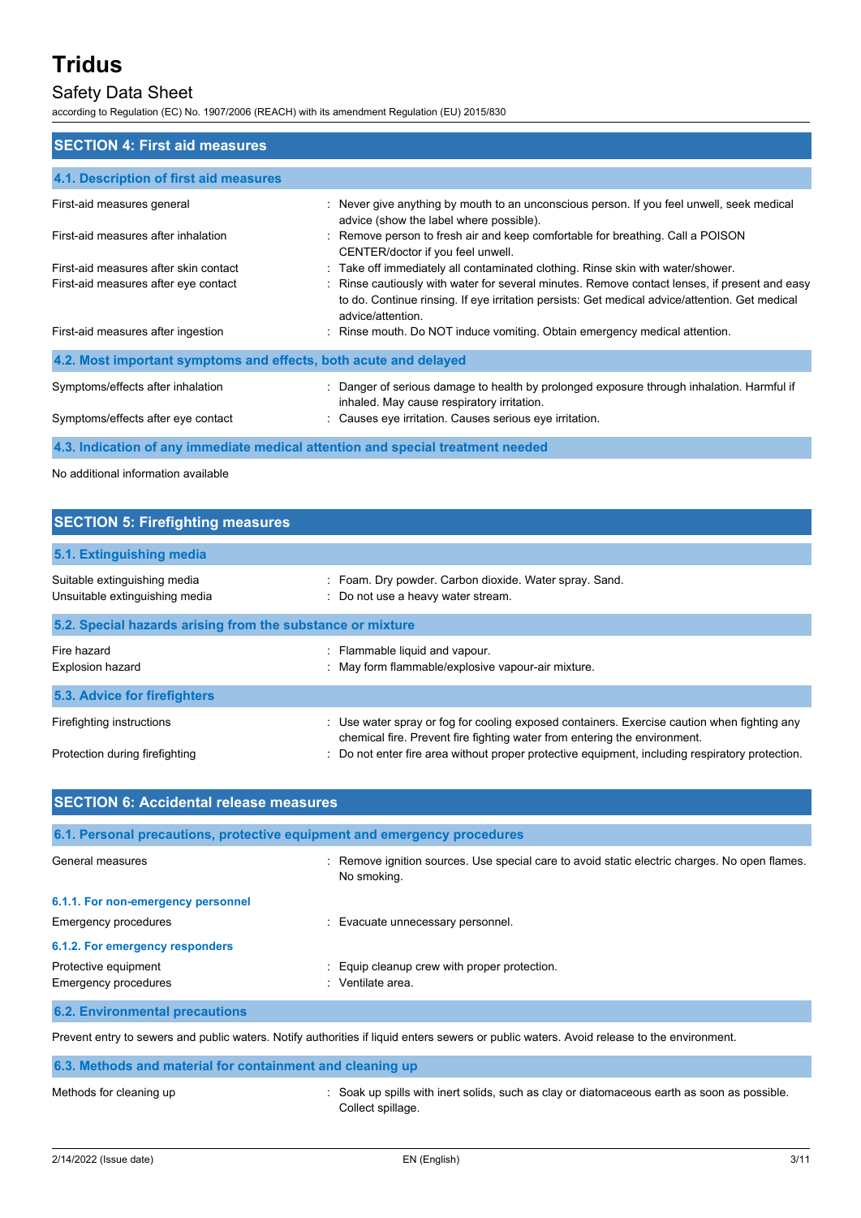## SECTION 4: First aid measures

### 4.1. Description of first aid measures

| | |
|---|---|
| First-aid measures general | : Never give anything by mouth to an unconscious person. If you feel unwell, seek medical advice (show the label where possible). |
| First-aid measures after inhalation | : Remove person to fresh air and keep comfortable for breathing. Call a POISON CENTER/doctor if you feel unwell. |
| First-aid measures after skin contact | : Take off immediately all contaminated clothing. Rinse skin with water/shower. |
| First-aid measures after eye contact | : Rinse cautiously with water for several minutes. Remove contact lenses, if present and easy to do. Continue rinsing. If eye irritation persists: Get medical advice/attention. Get medical advice/attention. |
| First-aid measures after ingestion | : Rinse mouth. Do NOT induce vomiting. Obtain emergency medical attention. |

### 4.2. Most important symptoms and effects, both acute and delayed

| | |
|---|---|
| Symptoms/effects after inhalation | : Danger of serious damage to health by prolonged exposure through inhalation. Harmful if inhaled. May cause respiratory irritation. |
| Symptoms/effects after eye contact | : Causes eye irritation. Causes serious eye irritation. |

### 4.3. Indication of any immediate medical attention and special treatment needed

No additional information available

## SECTION 5: Firefighting measures

### 5.1. Extinguishing media

| | |
|---|---|
| Suitable extinguishing media | : Foam. Dry powder. Carbon dioxide. Water spray. Sand. |
| Unsuitable extinguishing media | : Do not use a heavy water stream. |

### 5.2. Special hazards arising from the substance or mixture

| | |
|---|---|
| Fire hazard | : Flammable liquid and vapour. |
| Explosion hazard | : May form flammable/explosive vapour-air mixture. |

### 5.3. Advice for firefighters

| | |
|---|---|
| Firefighting instructions | : Use water spray or fog for cooling exposed containers. Exercise caution when fighting any chemical fire. Prevent fire fighting water from entering the environment. |
| Protection during firefighting | : Do not enter fire area without proper protective equipment, including respiratory protection. |

## SECTION 6: Accidental release measures

### 6.1. Personal precautions, protective equipment and emergency procedures

| | |
|---|---|
| General measures | : Remove ignition sources. Use special care to avoid static electric charges. No open flames. No smoking. |

#### 6.1.1. For non-emergency personnel

| | |
|---|---|
| Emergency procedures | : Evacuate unnecessary personnel. |

#### 6.1.2. For emergency responders

| | |
|---|---|
| Protective equipment | : Equip cleanup crew with proper protection. |
| Emergency procedures | : Ventilate area. |

### 6.2. Environmental precautions

Prevent entry to sewers and public waters. Notify authorities if liquid enters sewers or public waters. Avoid release to the environment.

### 6.3. Methods and material for containment and cleaning up

| | |
|---|---|
| Methods for cleaning up | : Soak up spills with inert solids, such as clay or diatomaceous earth as soon as possible. Collect spillage. |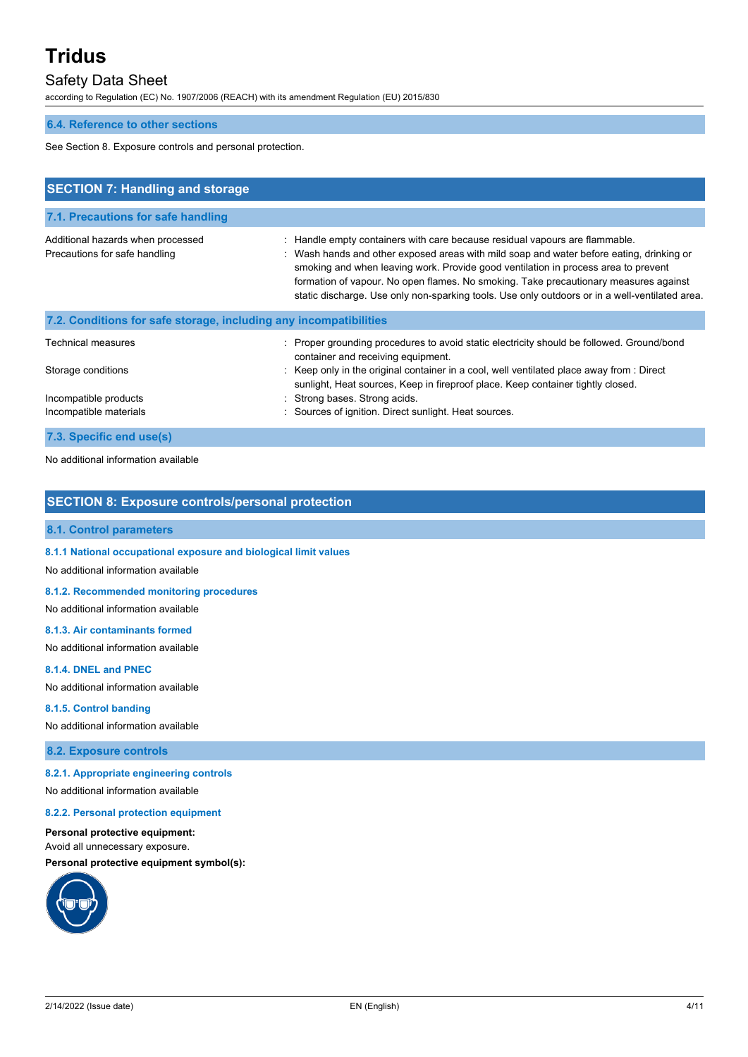### 6.4. Reference to other sections

See Section 8. Exposure controls and personal protection.

## SECTION 7: Handling and storage

### 7.1. Precautions for safe handling

| | |
|---|---|
| Additional hazards when processed | : Handle empty containers with care because residual vapours are flammable. |
| Precautions for safe handling | : Wash hands and other exposed areas with mild soap and water before eating, drinking or smoking and when leaving work. Provide good ventilation in process area to prevent formation of vapour. No open flames. No smoking. Take precautionary measures against static discharge. Use only non-sparking tools. Use only outdoors or in a well-ventilated area. |

### 7.2. Conditions for safe storage, including any incompatibilities

| | |
|---|---|
| Technical measures | : Proper grounding procedures to avoid static electricity should be followed. Ground/bond container and receiving equipment. |
| Storage conditions | : Keep only in the original container in a cool, well ventilated place away from : Direct sunlight, Heat sources, Keep in fireproof place. Keep container tightly closed. |
| Incompatible products | : Strong bases. Strong acids. |
| Incompatible materials | : Sources of ignition. Direct sunlight. Heat sources. |

### 7.3. Specific end use(s)

No additional information available

## SECTION 8: Exposure controls/personal protection

### 8.1. Control parameters

#### 8.1.1 National occupational exposure and biological limit values

No additional information available

#### 8.1.2. Recommended monitoring procedures

No additional information available

#### 8.1.3. Air contaminants formed

No additional information available

#### 8.1.4. DNEL and PNEC

No additional information available

#### 8.1.5. Control banding

No additional information available

### 8.2. Exposure controls

#### 8.2.1. Appropriate engineering controls

No additional information available

#### 8.2.2. Personal protection equipment

**Personal protective equipment:**

Avoid all unnecessary exposure.

**Personal protective equipment symbol(s):**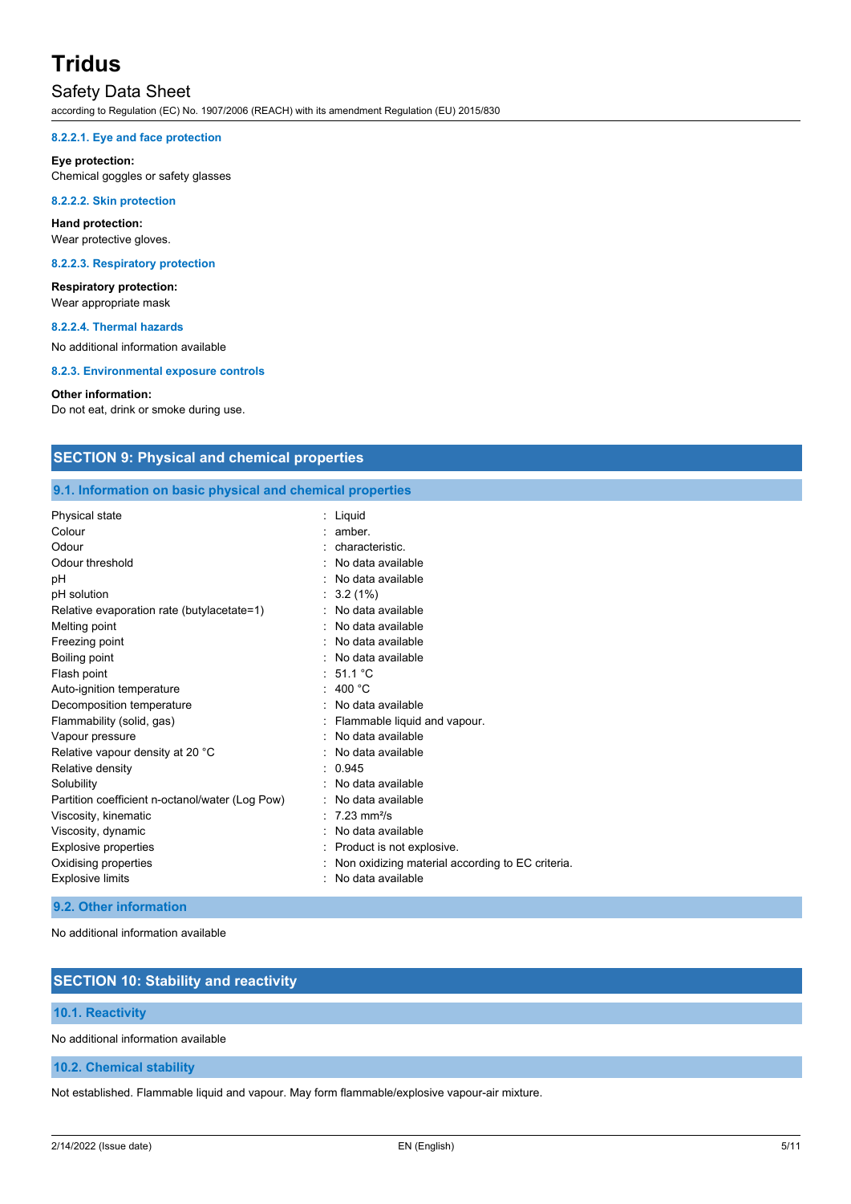#### 8.2.2.1. Eye and face protection

**Eye protection:**
Chemical goggles or safety glasses

#### 8.2.2.2. Skin protection

**Hand protection:**
Wear protective gloves.

#### 8.2.2.3. Respiratory protection

**Respiratory protection:**
Wear appropriate mask

#### 8.2.2.4. Thermal hazards

No additional information available

#### 8.2.3. Environmental exposure controls

**Other information:**
Do not eat, drink or smoke during use.

## SECTION 9: Physical and chemical properties

### 9.1. Information on basic physical and chemical properties

| | |
|---|---|
| Physical state | : Liquid |
| Colour | : amber. |
| Odour | : characteristic. |
| Odour threshold | : No data available |
| pH | : No data available |
| pH solution | : 3.2 (1%) |
| Relative evaporation rate (butylacetate=1) | : No data available |
| Melting point | : No data available |
| Freezing point | : No data available |
| Boiling point | : No data available |
| Flash point | : 51.1 °C |
| Auto-ignition temperature | : 400 °C |
| Decomposition temperature | : No data available |
| Flammability (solid, gas) | : Flammable liquid and vapour. |
| Vapour pressure | : No data available |
| Relative vapour density at 20 °C | : No data available |
| Relative density | : 0.945 |
| Solubility | : No data available |
| Partition coefficient n-octanol/water (Log Pow) | : No data available |
| Viscosity, kinematic | : 7.23 $mm^2/s$ |
| Viscosity, dynamic | : No data available |
| Explosive properties | : Product is not explosive. |
| Oxidising properties | : Non oxidizing material according to EC criteria. |
| Explosive limits | : No data available |

### 9.2. Other information

No additional information available

## SECTION 10: Stability and reactivity

### 10.1. Reactivity

No additional information available

### 10.2. Chemical stability

Not established. Flammable liquid and vapour. May form flammable/explosive vapour-air mixture.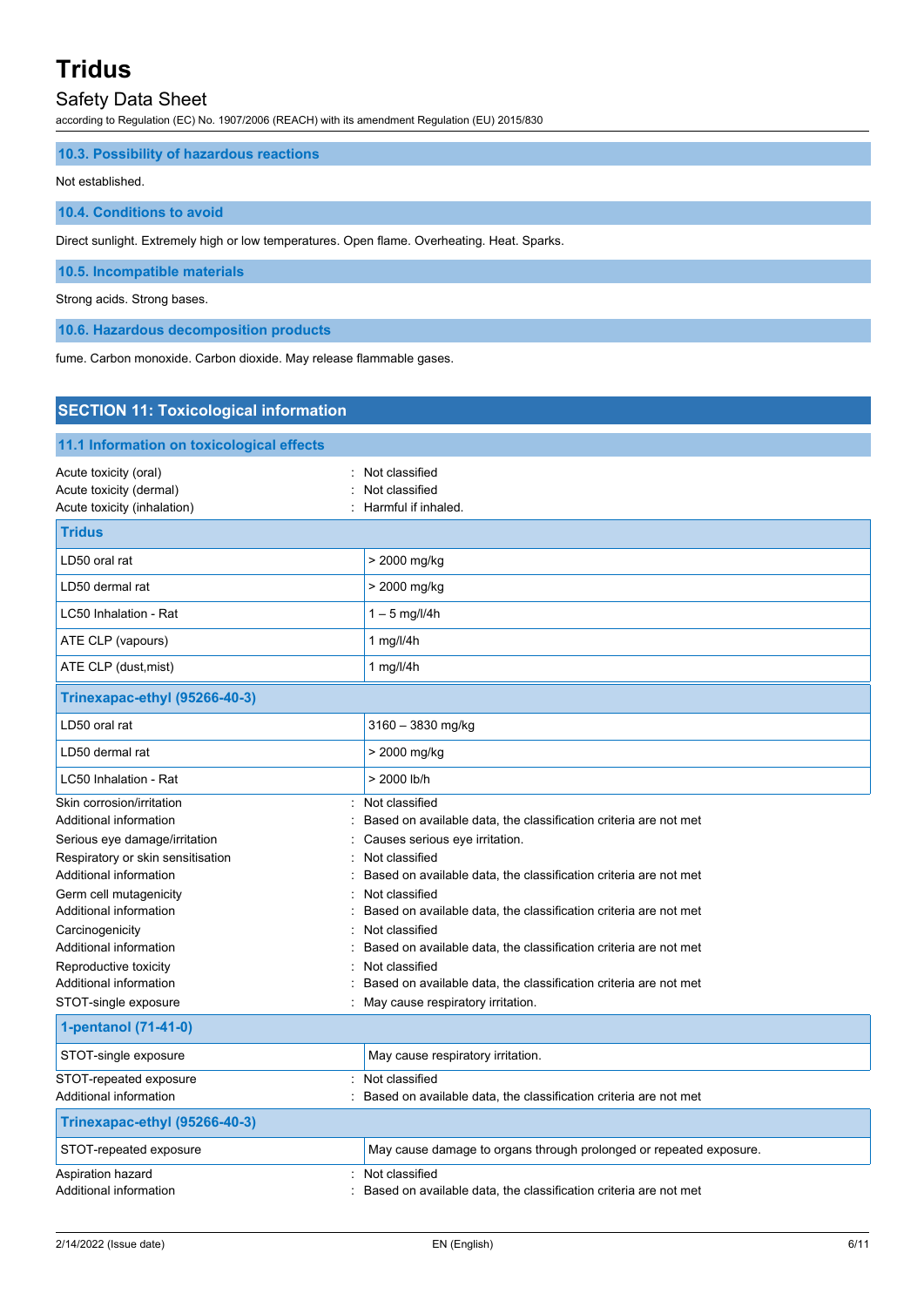### 10.3. Possibility of hazardous reactions

Not established.

### 10.4. Conditions to avoid

Direct sunlight. Extremely high or low temperatures. Open flame. Overheating. Heat. Sparks.

### 10.5. Incompatible materials

Strong acids. Strong bases.

### 10.6. Hazardous decomposition products

fume. Carbon monoxide. Carbon dioxide. May release flammable gases.

## SECTION 11: Toxicological information

### 11.1 Information on toxicological effects

Acute toxicity (oral) : Not classified
Acute toxicity (dermal) : Not classified
Acute toxicity (inhalation) : Harmful if inhaled.

| Tridus | |
|---|---|
| LD50 oral rat | > 2000 mg/kg |
| LD50 dermal rat | > 2000 mg/kg |
| LC50 Inhalation - Rat | 1 – 5 mg/l/4h |
| ATE CLP (vapours) | 1 mg/l/4h |
| ATE CLP (dust,mist) | 1 mg/l/4h |

| Trinexapac-ethyl (95266-40-3) | |
|---|---|
| LD50 oral rat | 3160 – 3830 mg/kg |
| LD50 dermal rat | > 2000 mg/kg |
| LC50 Inhalation - Rat | > 2000 lb/h |

Skin corrosion/irritation : Not classified
Additional information : Based on available data, the classification criteria are not met
Serious eye damage/irritation : Causes serious eye irritation.
Respiratory or skin sensitisation : Not classified
Additional information : Based on available data, the classification criteria are not met
Germ cell mutagenicity : Not classified
Additional information : Based on available data, the classification criteria are not met
Carcinogenicity : Not classified
Additional information : Based on available data, the classification criteria are not met
Reproductive toxicity : Not classified
Additional information : Based on available data, the classification criteria are not met
STOT-single exposure : May cause respiratory irritation.

| 1-pentanol (71-41-0) | |
|---|---|
| STOT-single exposure | May cause respiratory irritation. |

STOT-repeated exposure : Not classified
Additional information : Based on available data, the classification criteria are not met

| Trinexapac-ethyl (95266-40-3) | |
|---|---|
| STOT-repeated exposure | May cause damage to organs through prolonged or repeated exposure. |

Aspiration hazard : Not classified
Additional information : Based on available data, the classification criteria are not met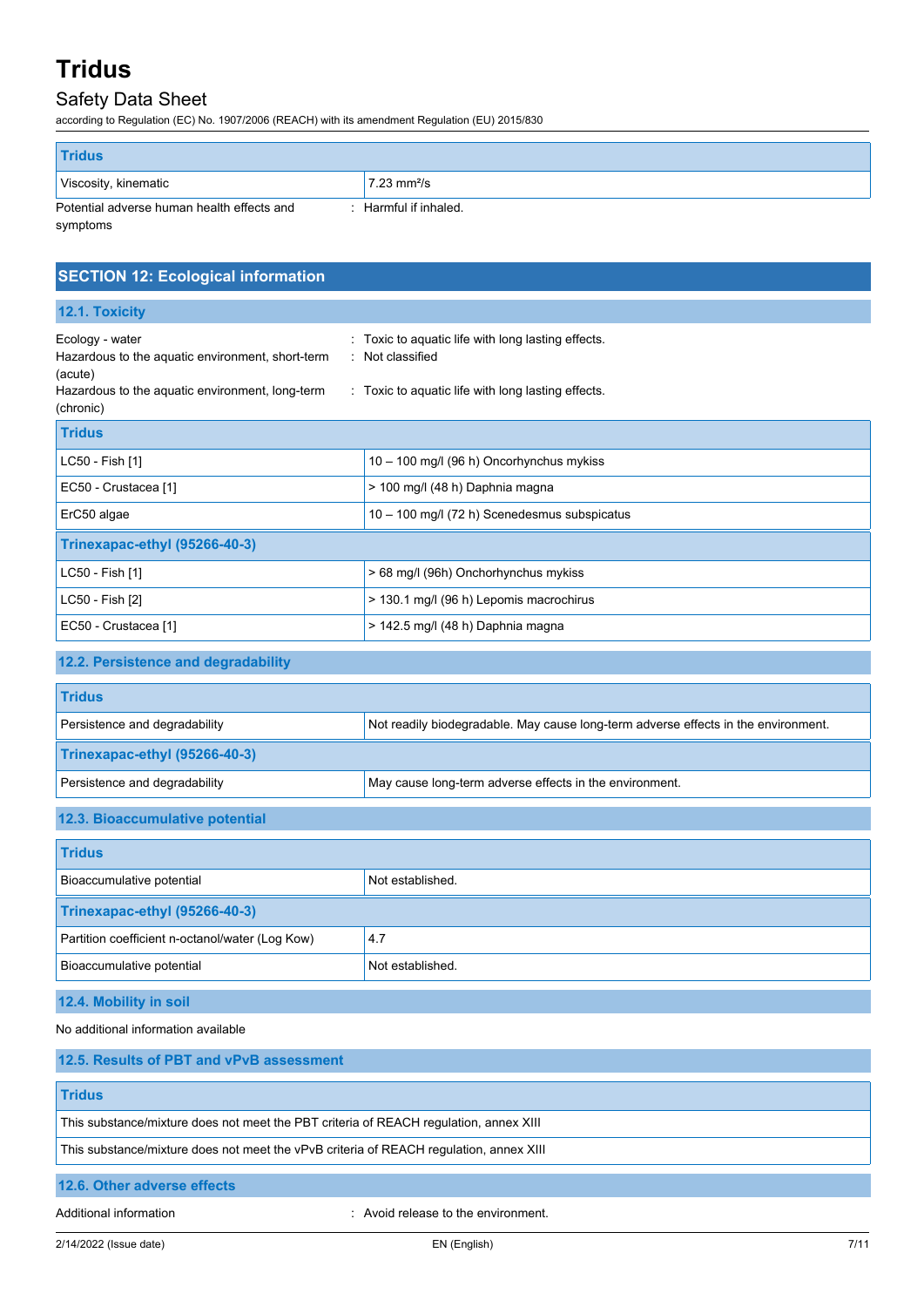| Tridus | |
|---|---|
| Viscosity, kinematic | 7.23 mm²/s |

Potential adverse human health effects and symptoms : Harmful if inhaled.

## SECTION 12: Ecological information

### 12.1. Toxicity

Ecology - water : Toxic to aquatic life with long lasting effects.
Hazardous to the aquatic environment, short-term (acute) : Not classified
Hazardous to the aquatic environment, long-term (chronic) : Toxic to aquatic life with long lasting effects.

| Tridus | |
|---|---|
| LC50 - Fish [1] | 10 – 100 mg/l (96 h) Oncorhynchus mykiss |
| EC50 - Crustacea [1] | > 100 mg/l (48 h) Daphnia magna |
| ErC50 algae | 10 – 100 mg/l (72 h) Scenedesmus subspicatus |
| **Trinexapac-ethyl (95266-40-3)** | |
| LC50 - Fish [1] | > 68 mg/l (96h) Onchorhynchus mykiss |
| LC50 - Fish [2] | > 130.1 mg/l (96 h) Lepomis macrochirus |
| EC50 - Crustacea [1] | > 142.5 mg/l (48 h) Daphnia magna |

### 12.2. Persistence and degradability

| Tridus | |
|---|---|
| Persistence and degradability | Not readily biodegradable. May cause long-term adverse effects in the environment. |
| **Trinexapac-ethyl (95266-40-3)** | |
| Persistence and degradability | May cause long-term adverse effects in the environment. |

### 12.3. Bioaccumulative potential

| Tridus | |
|---|---|
| Bioaccumulative potential | Not established. |
| **Trinexapac-ethyl (95266-40-3)** | |
| Partition coefficient n-octanol/water (Log Kow) | 4.7 |
| Bioaccumulative potential | Not established. |

### 12.4. Mobility in soil

No additional information available

### 12.5. Results of PBT and vPvB assessment

| Tridus |
|---|
| This substance/mixture does not meet the PBT criteria of REACH regulation, annex XIII |
| This substance/mixture does not meet the vPvB criteria of REACH regulation, annex XIII |

### 12.6. Other adverse effects

Additional information : Avoid release to the environment.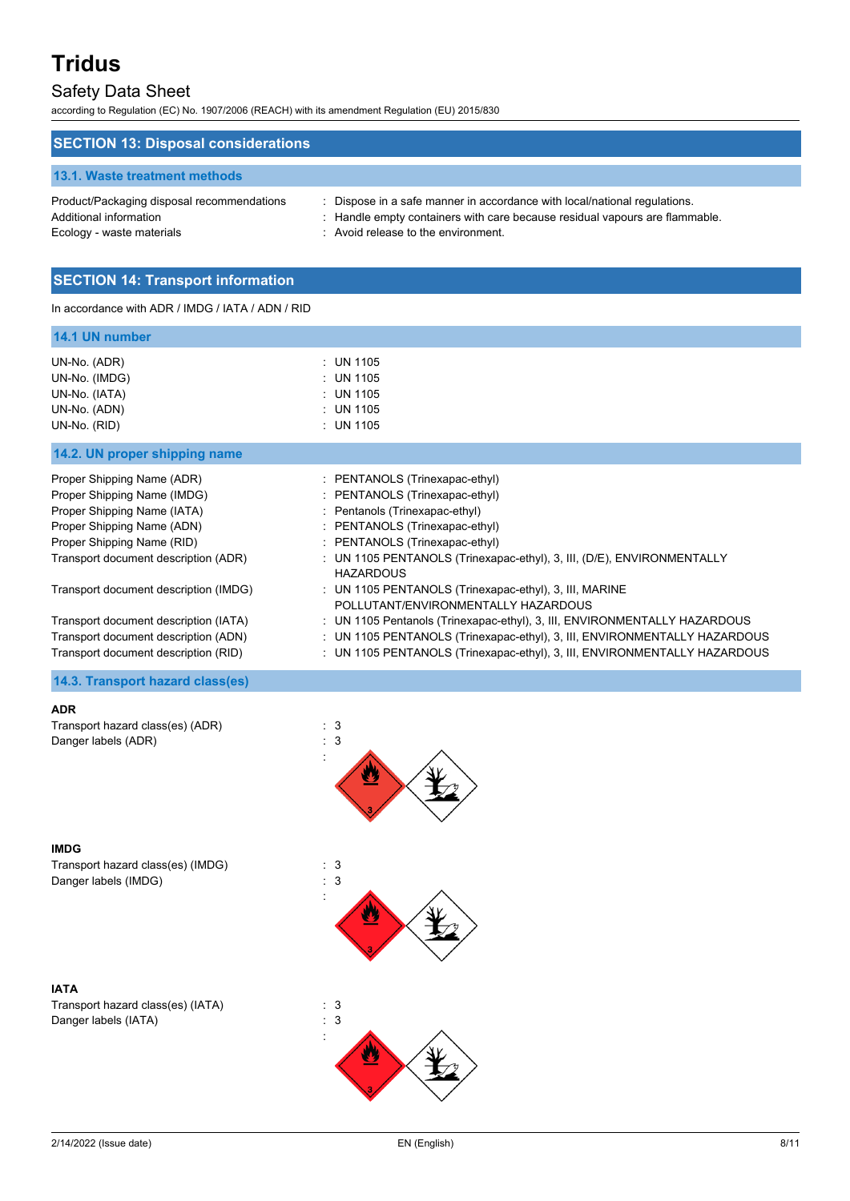## SECTION 13: Disposal considerations

### 13.1. Waste treatment methods

| | |
|---|---|
| Product/Packaging disposal recommendations | : Dispose in a safe manner in accordance with local/national regulations. |
| Additional information | : Handle empty containers with care because residual vapours are flammable. |
| Ecology - waste materials | : Avoid release to the environment. |

## SECTION 14: Transport information

In accordance with ADR / IMDG / IATA / ADN / RID

### 14.1 UN number

| | |
|---|---|
| UN-No. (ADR) | : UN 1105 |
| UN-No. (IMDG) | : UN 1105 |
| UN-No. (IATA) | : UN 1105 |
| UN-No. (ADN) | : UN 1105 |
| UN-No. (RID) | : UN 1105 |

### 14.2. UN proper shipping name

| | |
|---|---|
| Proper Shipping Name (ADR) | : PENTANOLS (Trinexapac-ethyl) |
| Proper Shipping Name (IMDG) | : PENTANOLS (Trinexapac-ethyl) |
| Proper Shipping Name (IATA) | : Pentanols (Trinexapac-ethyl) |
| Proper Shipping Name (ADN) | : PENTANOLS (Trinexapac-ethyl) |
| Proper Shipping Name (RID) | : PENTANOLS (Trinexapac-ethyl) |
| Transport document description (ADR) | : UN 1105 PENTANOLS (Trinexapac-ethyl), 3, III, (D/E), ENVIRONMENTALLY HAZARDOUS |
| Transport document description (IMDG) | : UN 1105 PENTANOLS (Trinexapac-ethyl), 3, III, MARINE POLLUTANT/ENVIRONMENTALLY HAZARDOUS |
| Transport document description (IATA) | : UN 1105 Pentanols (Trinexapac-ethyl), 3, III, ENVIRONMENTALLY HAZARDOUS |
| Transport document description (ADN) | : UN 1105 PENTANOLS (Trinexapac-ethyl), 3, III, ENVIRONMENTALLY HAZARDOUS |
| Transport document description (RID) | : UN 1105 PENTANOLS (Trinexapac-ethyl), 3, III, ENVIRONMENTALLY HAZARDOUS |

### 14.3. Transport hazard class(es)

**ADR**

| | |
|---|---|
| Transport hazard class(es) (ADR) | : 3 |
| Danger labels (ADR) | : 3 |
| | : |

**IMDG**

| | |
|---|---|
| Transport hazard class(es) (IMDG) | : 3 |
| Danger labels (IMDG) | : 3 |
| | : |

**IATA**

| | |
|---|---|
| Transport hazard class(es) (IATA) | : 3 |
| Danger labels (IATA) | : 3 |
| | : |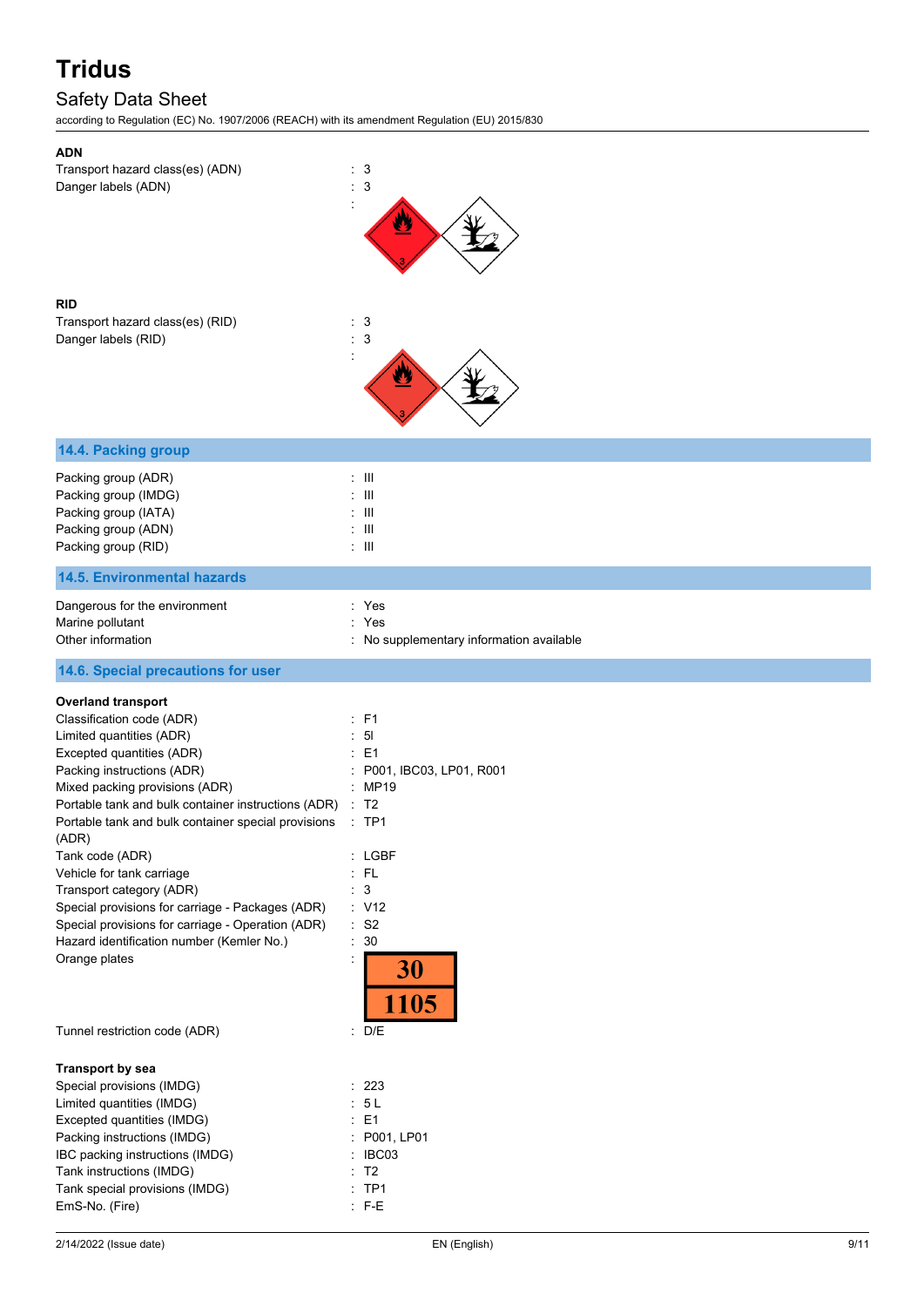### ADN

Transport hazard class(es) (ADN) : 3

Danger labels (ADN) : 3

:

### RID

Transport hazard class(es) (RID) : 3

Danger labels (RID) : 3

:

## 14.4. Packing group

Packing group (ADR) : III

Packing group (IMDG) : III

Packing group (IATA) : III

Packing group (ADN) : III

Packing group (RID) : III

## 14.5. Environmental hazards

Dangerous for the environment : Yes

Marine pollutant : Yes

Other information : No supplementary information available

## 14.6. Special precautions for user

**Overland transport**

Classification code (ADR) : F1

Limited quantities (ADR) : 5l

Excepted quantities (ADR) : E1

Packing instructions (ADR) : P001, IBC03, LP01, R001

Mixed packing provisions (ADR) : MP19

Portable tank and bulk container instructions (ADR) : T2

Portable tank and bulk container special provisions (ADR) : TP1

Tank code (ADR) : LGBF

Vehicle for tank carriage : FL

Transport category (ADR) : 3

Special provisions for carriage - Packages (ADR) : V12

Special provisions for carriage - Operation (ADR) : S2

Hazard identification number (Kemler No.) : 30

Orange plates :

| 30 |
|---|
| 1105 |

Tunnel restriction code (ADR) : D/E

**Transport by sea**

Special provisions (IMDG) : 223

Limited quantities (IMDG) : 5 L

Excepted quantities (IMDG) : E1

Packing instructions (IMDG) : P001, LP01

IBC packing instructions (IMDG) : IBC03

Tank instructions (IMDG) : T2

Tank special provisions (IMDG) : TP1

EmS-No. (Fire) : F-E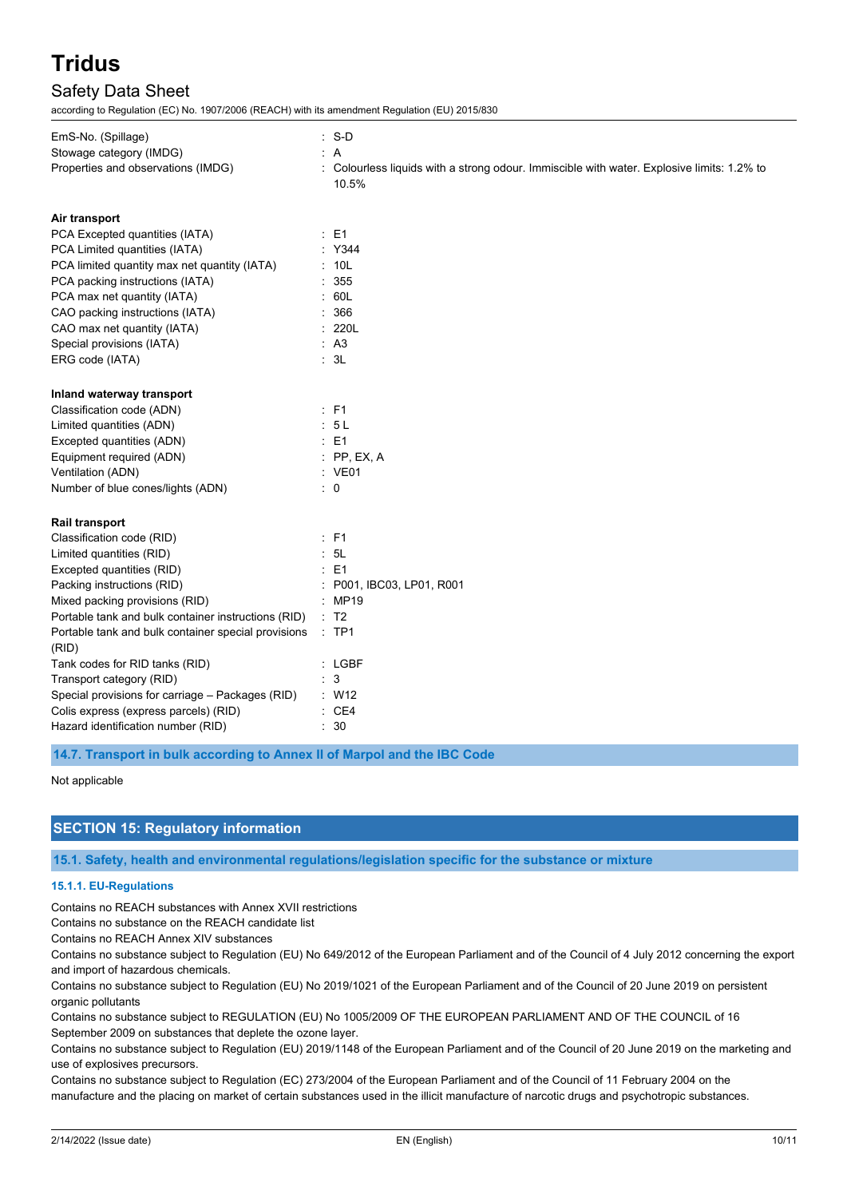| | |
|---|---|
| EmS-No. (Spillage) | : S-D |
| Stowage category (IMDG) | : A |
| Properties and observations (IMDG) | : Colourless liquids with a strong odour. Immiscible with water. Explosive limits: 1.2% to 10.5% |

**Air transport**

| | |
|---|---|
| PCA Excepted quantities (IATA) | : E1 |
| PCA Limited quantities (IATA) | : Y344 |
| PCA limited quantity max net quantity (IATA) | : 10L |
| PCA packing instructions (IATA) | : 355 |
| PCA max net quantity (IATA) | : 60L |
| CAO packing instructions (IATA) | : 366 |
| CAO max net quantity (IATA) | : 220L |
| Special provisions (IATA) | : A3 |
| ERG code (IATA) | : 3L |

**Inland waterway transport**

| | |
|---|---|
| Classification code (ADN) | : F1 |
| Limited quantities (ADN) | : 5 L |
| Excepted quantities (ADN) | : E1 |
| Equipment required (ADN) | : PP, EX, A |
| Ventilation (ADN) | : VE01 |
| Number of blue cones/lights (ADN) | : 0 |

**Rail transport**

| | |
|---|---|
| Classification code (RID) | : F1 |
| Limited quantities (RID) | : 5L |
| Excepted quantities (RID) | : E1 |
| Packing instructions (RID) | : P001, IBC03, LP01, R001 |
| Mixed packing provisions (RID) | : MP19 |
| Portable tank and bulk container instructions (RID) | : T2 |
| Portable tank and bulk container special provisions (RID) | : TP1 |
| Tank codes for RID tanks (RID) | : LGBF |
| Transport category (RID) | : 3 |
| Special provisions for carriage – Packages (RID) | : W12 |
| Colis express (express parcels) (RID) | : CE4 |
| Hazard identification number (RID) | : 30 |

### 14.7. Transport in bulk according to Annex II of Marpol and the IBC Code

Not applicable

## SECTION 15: Regulatory information

### 15.1. Safety, health and environmental regulations/legislation specific for the substance or mixture

#### 15.1.1. EU-Regulations

Contains no REACH substances with Annex XVII restrictions

Contains no substance on the REACH candidate list

Contains no REACH Annex XIV substances

Contains no substance subject to Regulation (EU) No 649/2012 of the European Parliament and of the Council of 4 July 2012 concerning the export and import of hazardous chemicals.

Contains no substance subject to Regulation (EU) No 2019/1021 of the European Parliament and of the Council of 20 June 2019 on persistent organic pollutants

Contains no substance subject to REGULATION (EU) No 1005/2009 OF THE EUROPEAN PARLIAMENT AND OF THE COUNCIL of 16 September 2009 on substances that deplete the ozone layer.

Contains no substance subject to Regulation (EU) 2019/1148 of the European Parliament and of the Council of 20 June 2019 on the marketing and use of explosives precursors.

Contains no substance subject to Regulation (EC) 273/2004 of the European Parliament and of the Council of 11 February 2004 on the manufacture and the placing on market of certain substances used in the illicit manufacture of narcotic drugs and psychotropic substances.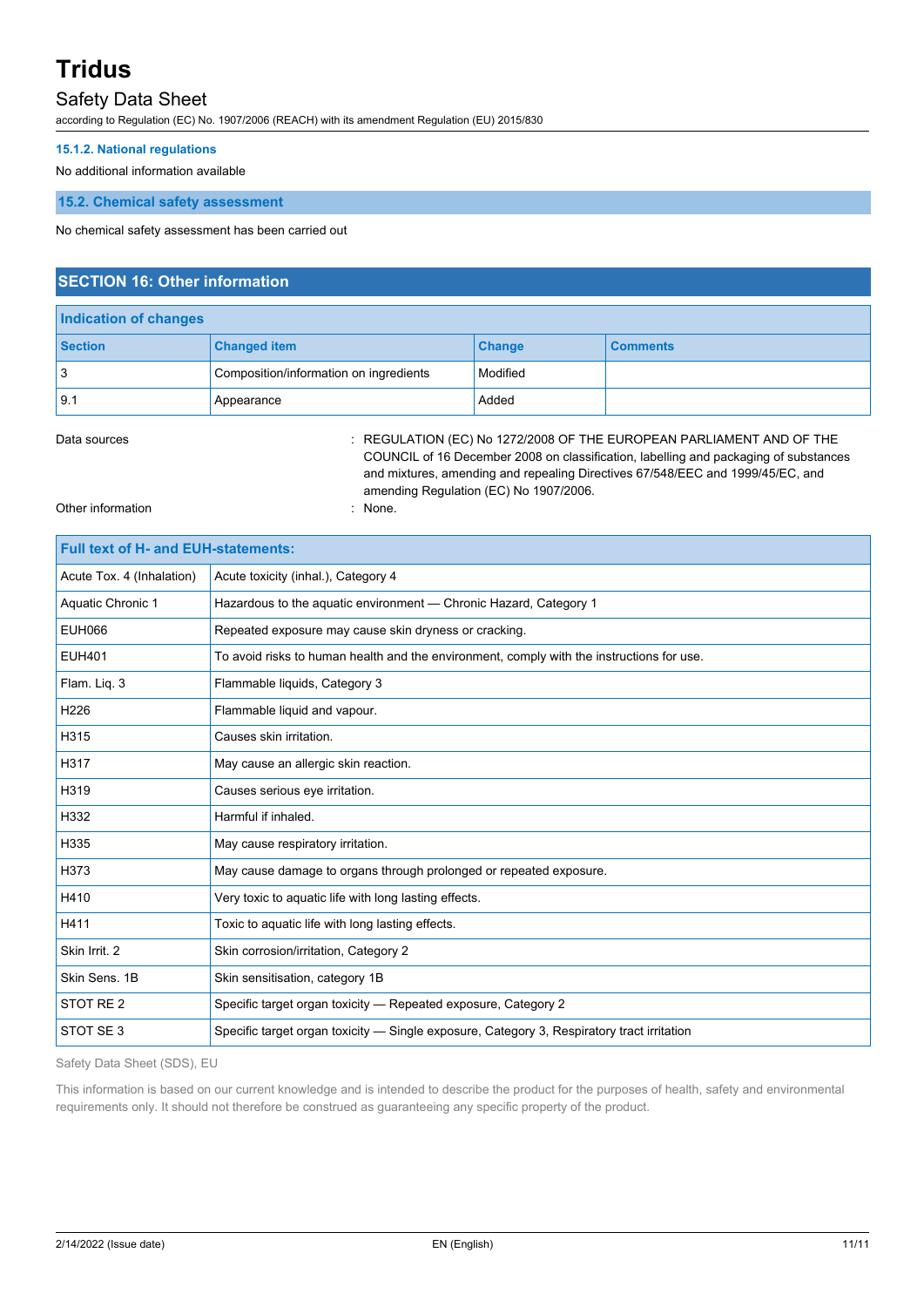#### 15.1.2. National regulations

No additional information available

### 15.2. Chemical safety assessment

No chemical safety assessment has been carried out

## SECTION 16: Other information

| Indication of changes | | | |
|---|---|---|---|
| **Section** | **Changed item** | **Change** | **Comments** |
| 3 | Composition/information on ingredients | Modified | |
| 9.1 | Appearance | Added | |

Data sources : REGULATION (EC) No 1272/2008 OF THE EUROPEAN PARLIAMENT AND OF THE COUNCIL of 16 December 2008 on classification, labelling and packaging of substances and mixtures, amending and repealing Directives 67/548/EEC and 1999/45/EC, and amending Regulation (EC) No 1907/2006.

Other information : None.

| Full text of H- and EUH-statements: | |
|---|---|
| Acute Tox. 4 (Inhalation) | Acute toxicity (inhal.), Category 4 |
| Aquatic Chronic 1 | Hazardous to the aquatic environment — Chronic Hazard, Category 1 |
| EUH066 | Repeated exposure may cause skin dryness or cracking. |
| EUH401 | To avoid risks to human health and the environment, comply with the instructions for use. |
| Flam. Liq. 3 | Flammable liquids, Category 3 |
| H226 | Flammable liquid and vapour. |
| H315 | Causes skin irritation. |
| H317 | May cause an allergic skin reaction. |
| H319 | Causes serious eye irritation. |
| H332 | Harmful if inhaled. |
| H335 | May cause respiratory irritation. |
| H373 | May cause damage to organs through prolonged or repeated exposure. |
| H410 | Very toxic to aquatic life with long lasting effects. |
| H411 | Toxic to aquatic life with long lasting effects. |
| Skin Irrit. 2 | Skin corrosion/irritation, Category 2 |
| Skin Sens. 1B | Skin sensitisation, category 1B |
| STOT RE 2 | Specific target organ toxicity — Repeated exposure, Category 2 |
| STOT SE 3 | Specific target organ toxicity — Single exposure, Category 3, Respiratory tract irritation |

Safety Data Sheet (SDS), EU

This information is based on our current knowledge and is intended to describe the product for the purposes of health, safety and environmental requirements only. It should not therefore be construed as guaranteeing any specific property of the product.